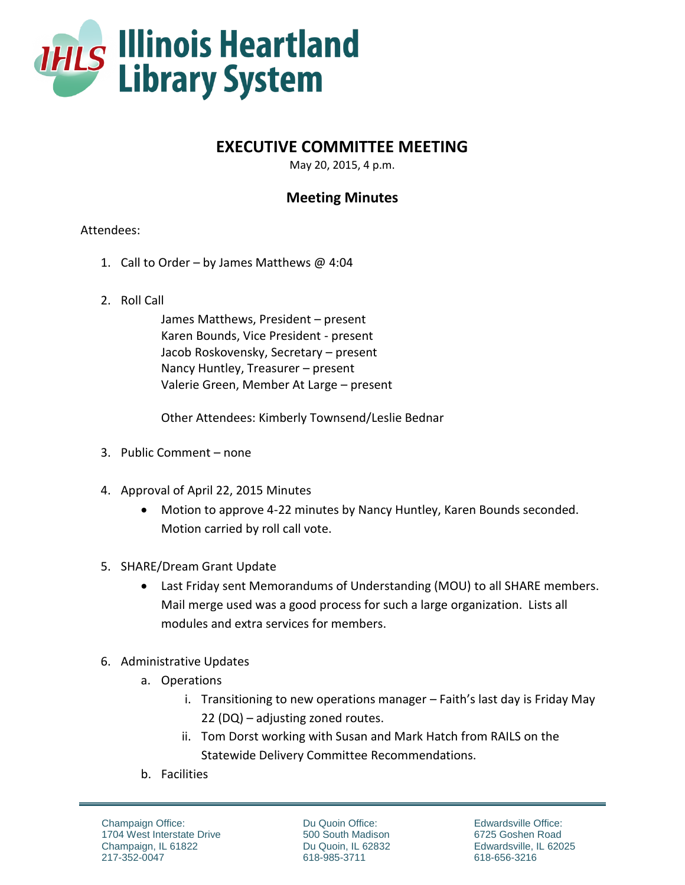# Illinois Heartland Library System

## EXECUTIVE COMMITTEE MEETING

May 20, 2015, 4 p.m.

### Meeting Minutes

Attendees:

1. Call to Order – by James Matthews @ 4:04

2. Roll Call

   James Matthews, President – present
   Karen Bounds, Vice President - present
   Jacob Roskovensky, Secretary – present
   Nancy Huntley, Treasurer – present
   Valerie Green, Member At Large – present

   Other Attendees: Kimberly Townsend/Leslie Bednar

3. Public Comment – none

4. Approval of April 22, 2015 Minutes
   - Motion to approve 4-22 minutes by Nancy Huntley, Karen Bounds seconded. Motion carried by roll call vote.

5. SHARE/Dream Grant Update
   - Last Friday sent Memorandums of Understanding (MOU) to all SHARE members. Mail merge used was a good process for such a large organization. Lists all modules and extra services for members.

6. Administrative Updates
   a. Operations
      i. Transitioning to new operations manager – Faith's last day is Friday May 22 (DQ) – adjusting zoned routes.
      ii. Tom Dorst working with Susan and Mark Hatch from RAILS on the Statewide Delivery Committee Recommendations.

   b. Facilities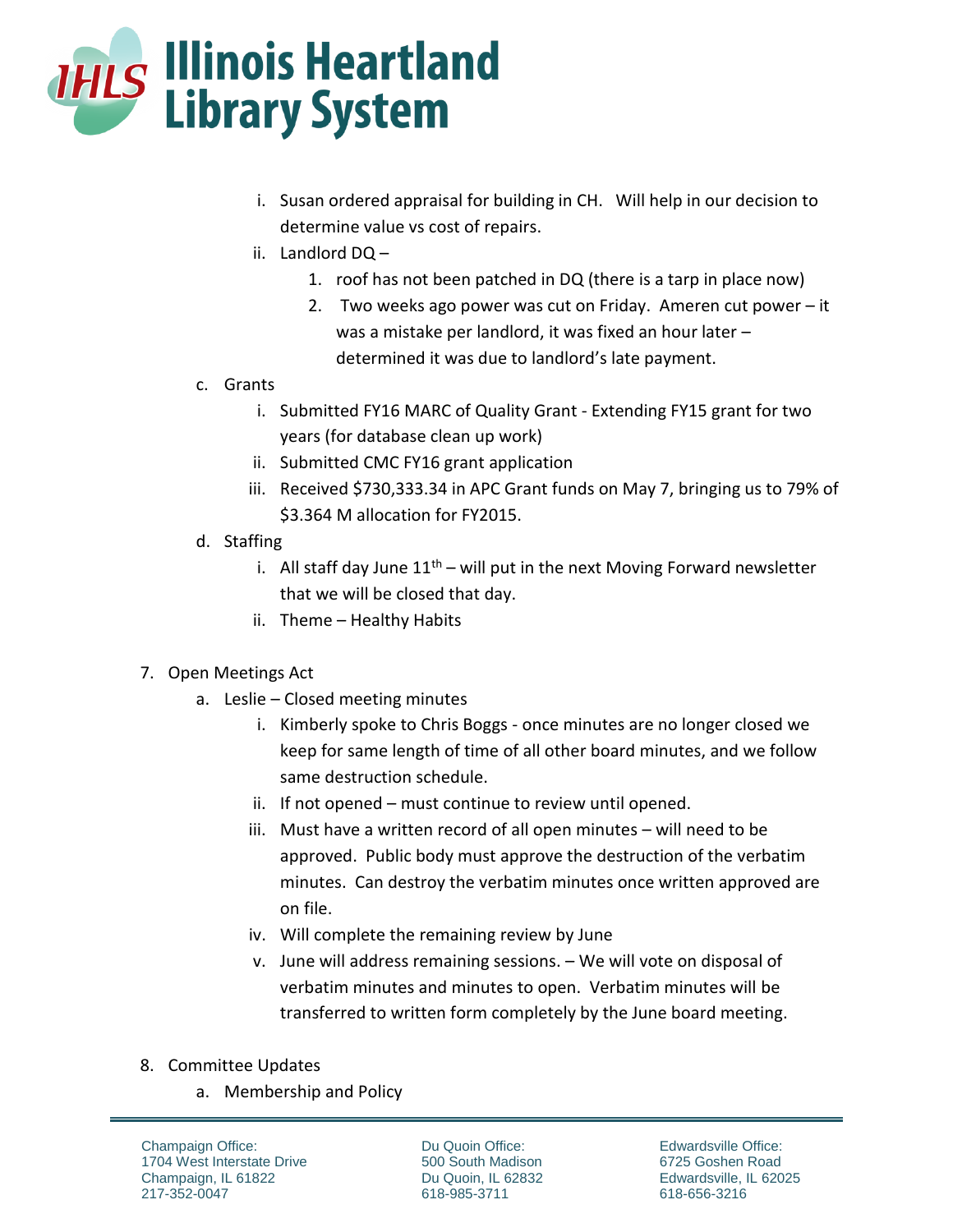i. Susan ordered appraisal for building in CH. Will help in our decision to determine value vs cost of repairs.
ii. Landlord DQ –
    1. roof has not been patched in DQ (there is a tarp in place now)
    2. Two weeks ago power was cut on Friday. Ameren cut power – it was a mistake per landlord, it was fixed an hour later – determined it was due to landlord's late payment.

c. Grants
    i. Submitted FY16 MARC of Quality Grant - Extending FY15 grant for two years (for database clean up work)
    ii. Submitted CMC FY16 grant application
    iii. Received $730,333.34 in APC Grant funds on May 7, bringing us to 79% of $3.364 M allocation for FY2015.

d. Staffing
    i. All staff day June 11th – will put in the next Moving Forward newsletter that we will be closed that day.
    ii. Theme – Healthy Habits

7. Open Meetings Act
    a. Leslie – Closed meeting minutes
        i. Kimberly spoke to Chris Boggs - once minutes are no longer closed we keep for same length of time of all other board minutes, and we follow same destruction schedule.
        ii. If not opened – must continue to review until opened.
        iii. Must have a written record of all open minutes – will need to be approved. Public body must approve the destruction of the verbatim minutes. Can destroy the verbatim minutes once written approved are on file.
        iv. Will complete the remaining review by June
        v. June will address remaining sessions. – We will vote on disposal of verbatim minutes and minutes to open. Verbatim minutes will be transferred to written form completely by the June board meeting.

8. Committee Updates
    a. Membership and Policy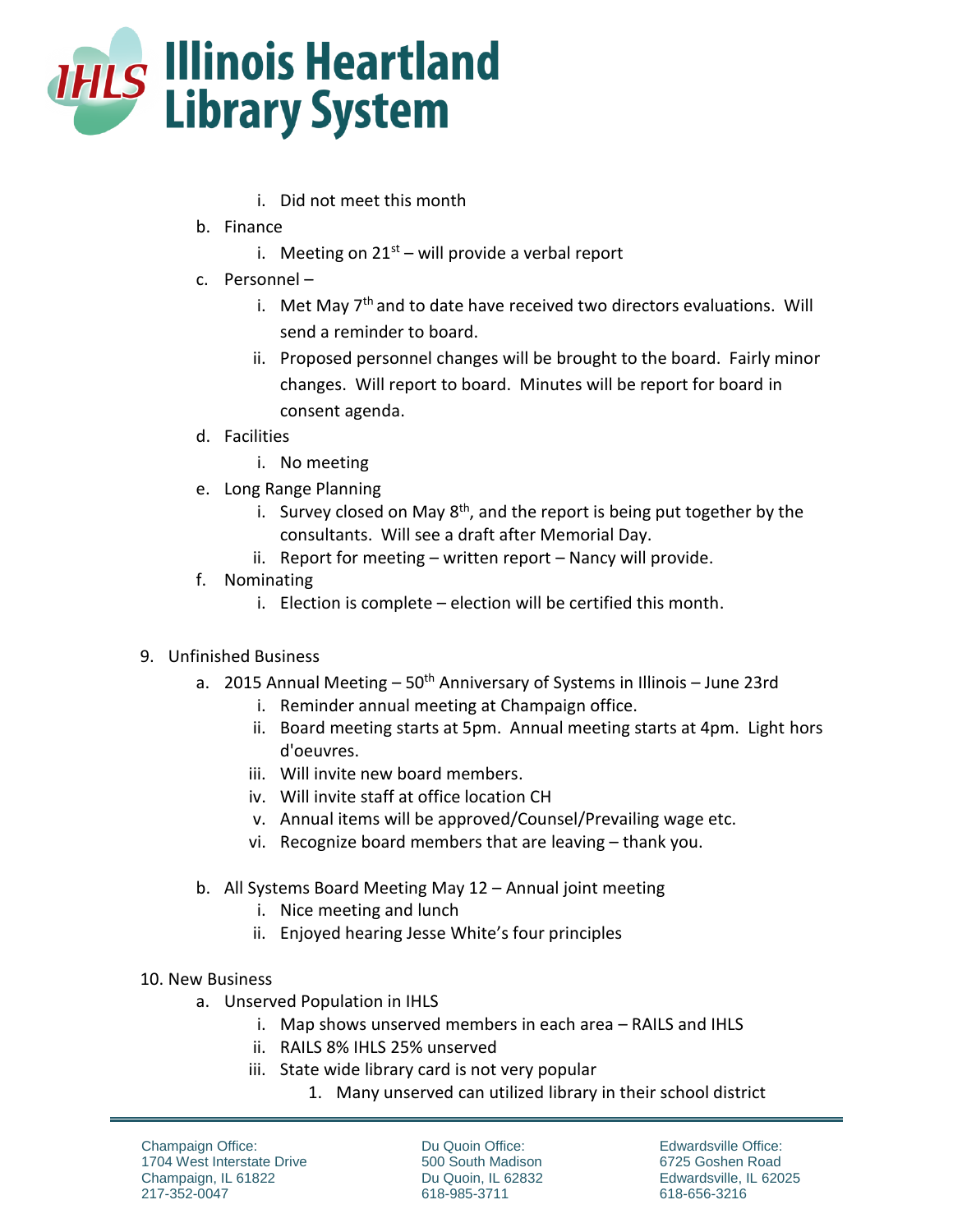i. Did not meet this month

b. Finance
   i. Meeting on 21st – will provide a verbal report

c. Personnel –
   i. Met May 7th and to date have received two directors evaluations. Will send a reminder to board.
   ii. Proposed personnel changes will be brought to the board. Fairly minor changes. Will report to board. Minutes will be report for board in consent agenda.

d. Facilities
   i. No meeting

e. Long Range Planning
   i. Survey closed on May 8th, and the report is being put together by the consultants. Will see a draft after Memorial Day.
   ii. Report for meeting – written report – Nancy will provide.

f. Nominating
   i. Election is complete – election will be certified this month.

9. Unfinished Business
   a. 2015 Annual Meeting – 50th Anniversary of Systems in Illinois – June 23rd
      i. Reminder annual meeting at Champaign office.
      ii. Board meeting starts at 5pm. Annual meeting starts at 4pm. Light hors d'oeuvres.
      iii. Will invite new board members.
      iv. Will invite staff at office location CH
      v. Annual items will be approved/Counsel/Prevailing wage etc.
      vi. Recognize board members that are leaving – thank you.

   b. All Systems Board Meeting May 12 – Annual joint meeting
      i. Nice meeting and lunch
      ii. Enjoyed hearing Jesse White's four principles

10. New Business
   a. Unserved Population in IHLS
      i. Map shows unserved members in each area – RAILS and IHLS
      ii. RAILS 8% IHLS 25% unserved
      iii. State wide library card is not very popular
         1. Many unserved can utilized library in their school district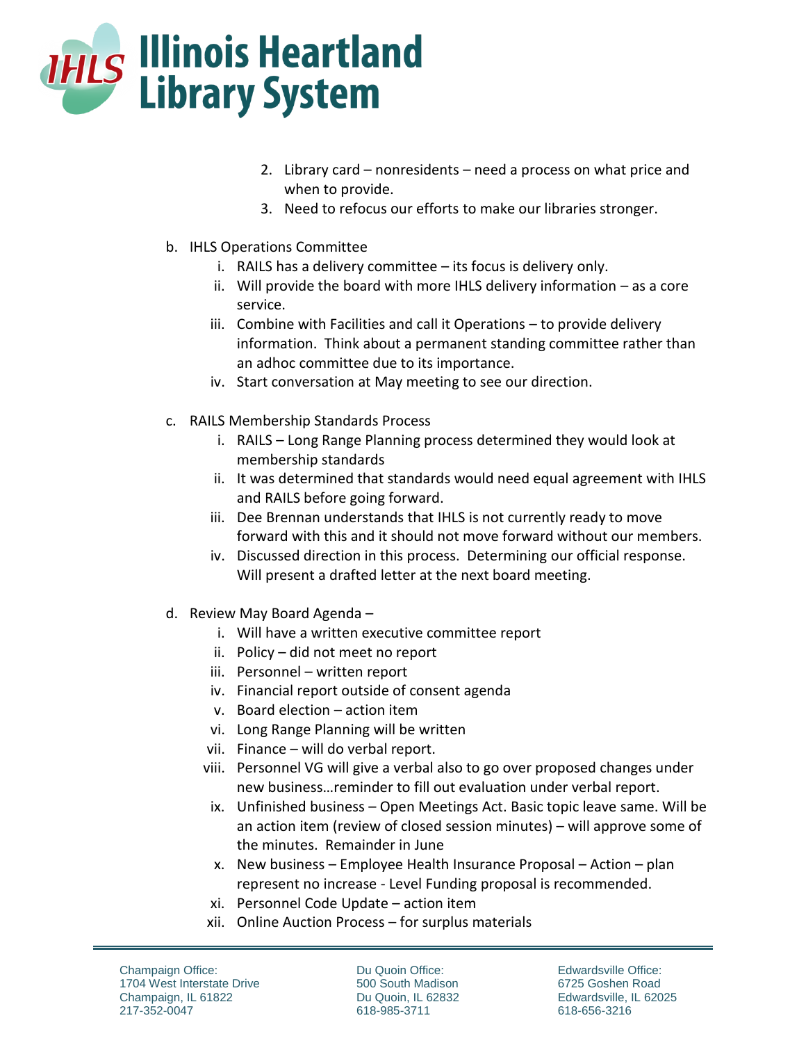2. Library card – nonresidents – need a process on what price and when to provide.
3. Need to refocus our efforts to make our libraries stronger.

b. IHLS Operations Committee
   i. RAILS has a delivery committee – its focus is delivery only.
   ii. Will provide the board with more IHLS delivery information – as a core service.
   iii. Combine with Facilities and call it Operations – to provide delivery information. Think about a permanent standing committee rather than an adhoc committee due to its importance.
   iv. Start conversation at May meeting to see our direction.

c. RAILS Membership Standards Process
   i. RAILS – Long Range Planning process determined they would look at membership standards
   ii. It was determined that standards would need equal agreement with IHLS and RAILS before going forward.
   iii. Dee Brennan understands that IHLS is not currently ready to move forward with this and it should not move forward without our members.
   iv. Discussed direction in this process. Determining our official response. Will present a drafted letter at the next board meeting.

d. Review May Board Agenda –
   i. Will have a written executive committee report
   ii. Policy – did not meet no report
   iii. Personnel – written report
   iv. Financial report outside of consent agenda
   v. Board election – action item
   vi. Long Range Planning will be written
   vii. Finance – will do verbal report.
   viii. Personnel VG will give a verbal also to go over proposed changes under new business…reminder to fill out evaluation under verbal report.
   ix. Unfinished business – Open Meetings Act. Basic topic leave same. Will be an action item (review of closed session minutes) – will approve some of the minutes. Remainder in June
   x. New business – Employee Health Insurance Proposal – Action – plan represent no increase - Level Funding proposal is recommended.
   xi. Personnel Code Update – action item
   xii. Online Auction Process – for surplus materials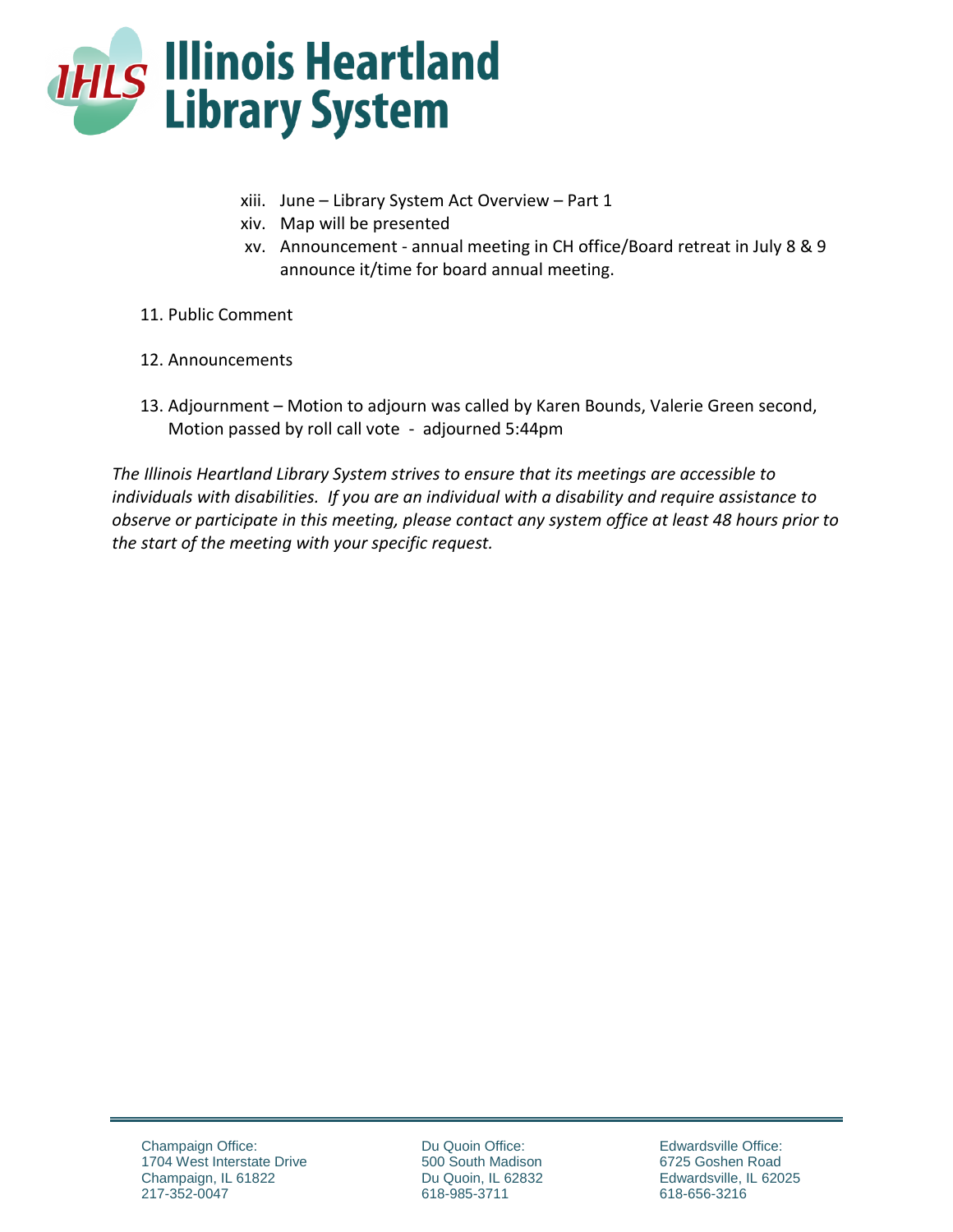xiii. June – Library System Act Overview – Part 1

xiv. Map will be presented

xv. Announcement - annual meeting in CH office/Board retreat in July 8 & 9 announce it/time for board annual meeting.

11. Public Comment

12. Announcements

13. Adjournment – Motion to adjourn was called by Karen Bounds, Valerie Green second, Motion passed by roll call vote - adjourned 5:44pm

*The Illinois Heartland Library System strives to ensure that its meetings are accessible to individuals with disabilities. If you are an individual with a disability and require assistance to observe or participate in this meeting, please contact any system office at least 48 hours prior to the start of the meeting with your specific request.*